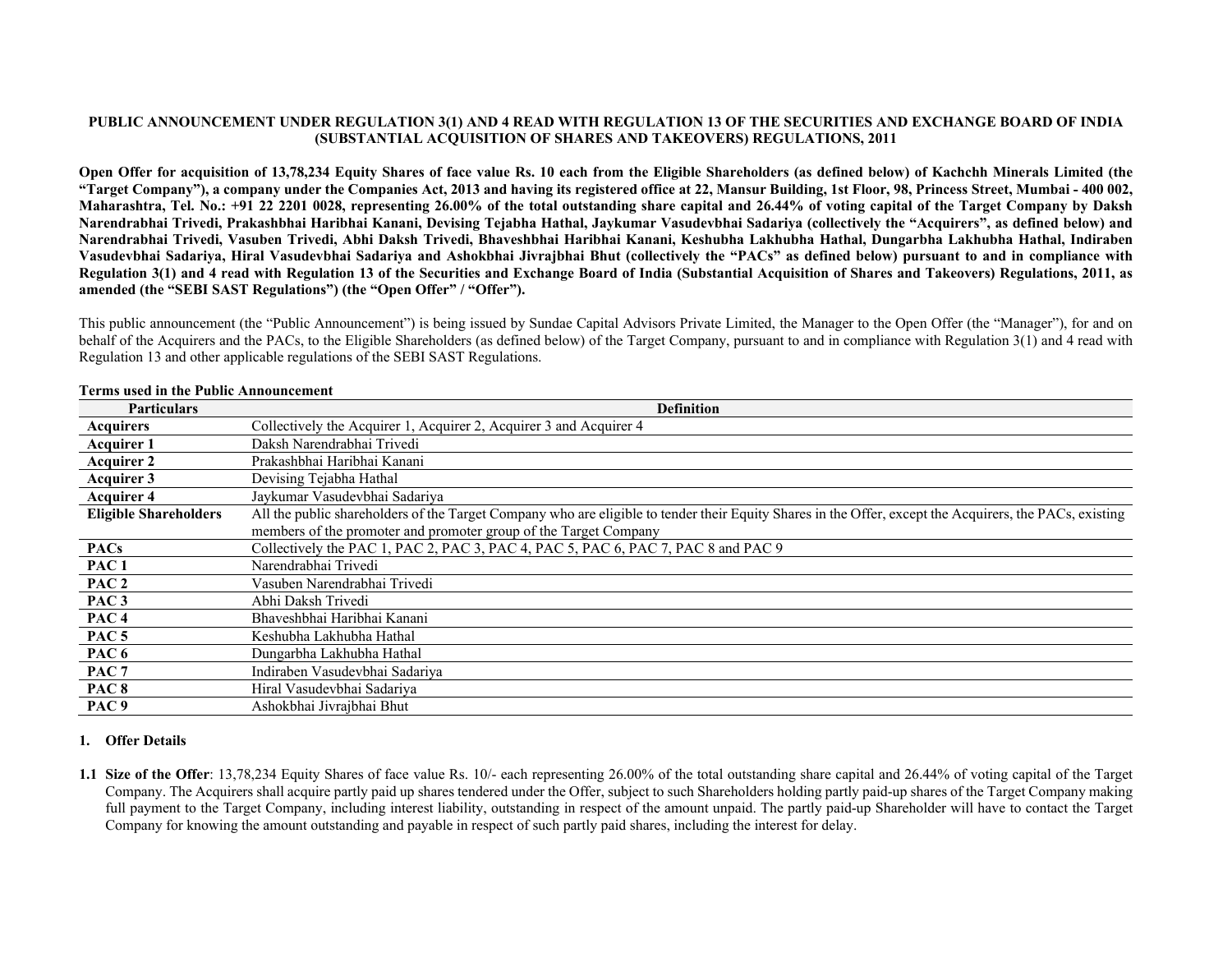**PUBLIC ANNOUNCEMENT UNDER REGULATION 3(1) AND 4 READ WITH REGULATION 13 OF THE SECURITIES AND EXCHANGE BOARD OF INDIA (SUBSTANTIAL ACQUISITION OF SHARES AND TAKEOVERS) REGULATIONS, 2011**

**Open Offer for acquisition of 13,78,234 Equity Shares of face value Rs. 10 each from the Eligible Shareholders (as defined below) of Kachchh Minerals Limited (the "Target Company"), a company under the Companies Act, 2013 and having its registered office at 22, Mansur Building, 1st Floor, 98, Princess Street, Mumbai - 400 002, Maharashtra, Tel. No.: +91 22 2201 0028, representing 26.00% of the total outstanding share capital and 26.44% of voting capital of the Target Company by Daksh Narendrabhai Trivedi, Prakashbhai Haribhai Kanani, Devising Tejabha Hathal, Jaykumar Vasudevbhai Sadariya (collectively the "Acquirers", as defined below) and Narendrabhai Trivedi, Vasuben Trivedi, Abhi Daksh Trivedi, Bhaveshbhai Haribhai Kanani, Keshubha Lakhubha Hathal, Dungarbha Lakhubha Hathal, Indiraben Vasudevbhai Sadariya, Hiral Vasudevbhai Sadariya and Ashokbhai Jivrajbhai Bhut (collectively the "PACs" as defined below) pursuant to and in compliance with Regulation 3(1) and 4 read with Regulation 13 of the Securities and Exchange Board of India (Substantial Acquisition of Shares and Takeovers) Regulations, 2011, as amended (the "SEBI SAST Regulations") (the "Open Offer" / "Offer").**

This public announcement (the "Public Announcement") is being issued by Sundae Capital Advisors Private Limited, the Manager to the Open Offer (the "Manager"), for and on behalf of the Acquirers and the PACs, to the Eligible Shareholders (as defined below) of the Target Company, pursuant to and in compliance with Regulation 3(1) and 4 read with Regulation 13 and other applicable regulations of the SEBI SAST Regulations.

**Terms used in the Public Announcement**

| Particulars | Definition |
|---|---|
| **Acquirers** | Collectively the Acquirer 1, Acquirer 2, Acquirer 3 and Acquirer 4 |
| **Acquirer 1** | Daksh Narendrabhai Trivedi |
| **Acquirer 2** | Prakashbhai Haribhai Kanani |
| **Acquirer 3** | Devising Tejabha Hathal |
| **Acquirer 4** | Jaykumar Vasudevbhai Sadariya |
| **Eligible Shareholders** | All the public shareholders of the Target Company who are eligible to tender their Equity Shares in the Offer, except the Acquirers, the PACs, existing members of the promoter and promoter group of the Target Company |
| **PACs** | Collectively the PAC 1, PAC 2, PAC 3, PAC 4, PAC 5, PAC 6, PAC 7, PAC 8 and PAC 9 |
| **PAC 1** | Narendrabhai Trivedi |
| **PAC 2** | Vasuben Narendrabhai Trivedi |
| **PAC 3** | Abhi Daksh Trivedi |
| **PAC 4** | Bhaveshbhai Haribhai Kanani |
| **PAC 5** | Keshubha Lakhubha Hathal |
| **PAC 6** | Dungarbha Lakhubha Hathal |
| **PAC 7** | Indiraben Vasudevbhai Sadariya |
| **PAC 8** | Hiral Vasudevbhai Sadariya |
| **PAC 9** | Ashokbhai Jivrajbhai Bhut |

## 1. Offer Details

**1.1 Size of the Offer**: 13,78,234 Equity Shares of face value Rs. 10/- each representing 26.00% of the total outstanding share capital and 26.44% of voting capital of the Target Company. The Acquirers shall acquire partly paid up shares tendered under the Offer, subject to such Shareholders holding partly paid-up shares of the Target Company making full payment to the Target Company, including interest liability, outstanding in respect of the amount unpaid. The partly paid-up Shareholder will have to contact the Target Company for knowing the amount outstanding and payable in respect of such partly paid shares, including the interest for delay.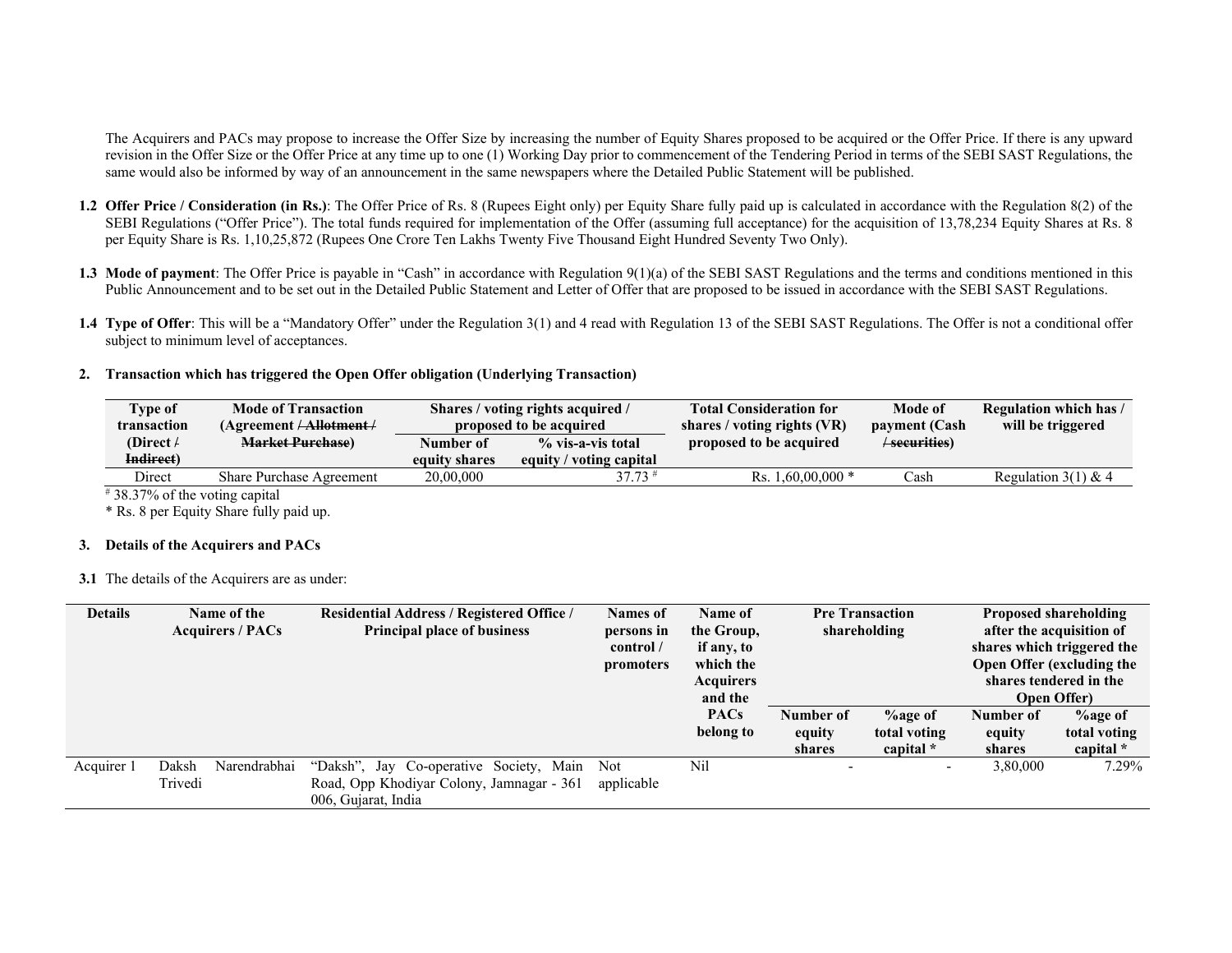The Acquirers and PACs may propose to increase the Offer Size by increasing the number of Equity Shares proposed to be acquired or the Offer Price. If there is any upward revision in the Offer Size or the Offer Price at any time up to one (1) Working Day prior to commencement of the Tendering Period in terms of the SEBI SAST Regulations, the same would also be informed by way of an announcement in the same newspapers where the Detailed Public Statement will be published.

**1.2 Offer Price / Consideration (in Rs.)**: The Offer Price of Rs. 8 (Rupees Eight only) per Equity Share fully paid up is calculated in accordance with the Regulation 8(2) of the SEBI Regulations ("Offer Price"). The total funds required for implementation of the Offer (assuming full acceptance) for the acquisition of 13,78,234 Equity Shares at Rs. 8 per Equity Share is Rs. 1,10,25,872 (Rupees One Crore Ten Lakhs Twenty Five Thousand Eight Hundred Seventy Two Only).

**1.3 Mode of payment**: The Offer Price is payable in "Cash" in accordance with Regulation 9(1)(a) of the SEBI SAST Regulations and the terms and conditions mentioned in this Public Announcement and to be set out in the Detailed Public Statement and Letter of Offer that are proposed to be issued in accordance with the SEBI SAST Regulations.

**1.4 Type of Offer**: This will be a "Mandatory Offer" under the Regulation 3(1) and 4 read with Regulation 13 of the SEBI SAST Regulations. The Offer is not a conditional offer subject to minimum level of acceptances.

## 2. Transaction which has triggered the Open Offer obligation (Underlying Transaction)

| Type of transaction (Direct / ~~Indirect~~) | Mode of Transaction (Agreement / ~~Allotment~~ / ~~Market Purchase~~) | Shares / voting rights acquired / proposed to be acquired | | Total Consideration for shares / voting rights (VR) proposed to be acquired | Mode of payment (Cash / ~~securities~~) | Regulation which has / will be triggered |
|---|---|---|---|---|---|---|
| | | Number of equity shares | % vis-a-vis total equity / voting capital | | | |
| Direct | Share Purchase Agreement | 20,00,000 | 37.73 # | Rs. 1,60,00,000 * | Cash | Regulation 3(1) & 4 |

# 38.37% of the voting capital

* Rs. 8 per Equity Share fully paid up.

## 3. Details of the Acquirers and PACs

**3.1** The details of the Acquirers are as under:

| Details | Name of the Acquirers / PACs | Residential Address / Registered Office / Principal place of business | Names of persons in control / promoters | Name of the Group, if any, to which the Acquirers and the PACs belong to | Pre Transaction shareholding | | Proposed shareholding after the acquisition of shares which triggered the Open Offer (excluding the shares tendered in the Open Offer) | |
|---|---|---|---|---|---|---|---|---|
| | | | | | Number of equity shares | %age of total voting capital * | Number of equity shares | %age of total voting capital * |
| Acquirer 1 | Daksh Narendrabhai Trivedi | "Daksh", Jay Co-operative Society, Main Road, Opp Khodiyar Colony, Jamnagar - 361 006, Gujarat, India | Not applicable | Nil | - | - | 3,80,000 | 7.29% |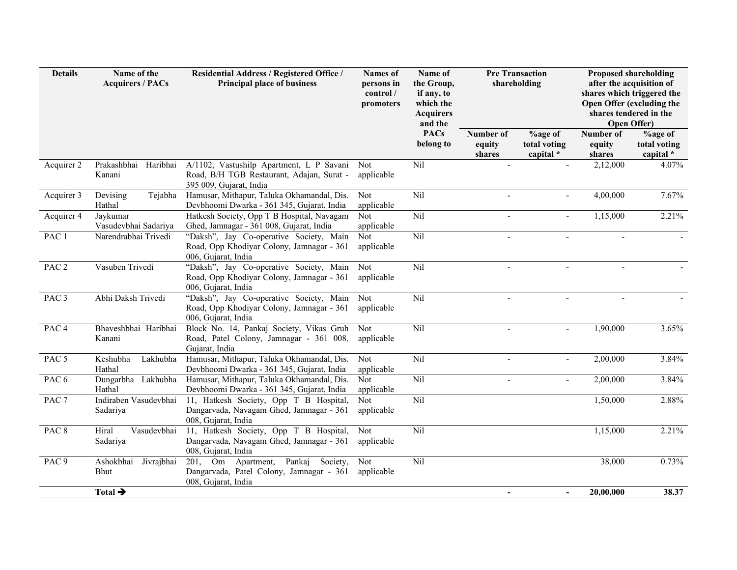| Details | Name of the Acquirers / PACs | Residential Address / Registered Office / Principal place of business | Names of persons in control / promoters | Name of the Group, if any, to which the Acquirers and the PACs belong to | Pre Transaction shareholding | | Proposed shareholding after the acquisition of shares which triggered the Open Offer (excluding the shares tendered in the Open Offer) | |
|---|---|---|---|---|---|---|---|---|
| | | | | | Number of equity shares | %age of total voting capital * | Number of equity shares | %age of total voting capital * |
| Acquirer 2 | Prakashbhai Haribhai Kanani | A/1102, Vastushilp Apartment, L P Savani Road, B/H TGB Restaurant, Adajan, Surat - 395 009, Gujarat, India | Not applicable | Nil | - | - | 2,12,000 | 4.07% |
| Acquirer 3 | Devising Tejabha Hathal | Hamusar, Mithapur, Taluka Okhamandal, Dis. Devbhoomi Dwarka - 361 345, Gujarat, India | Not applicable | Nil | - | - | 4,00,000 | 7.67% |
| Acquirer 4 | Jaykumar Vasudevbhai Sadariya | Hatkesh Society, Opp T B Hospital, Navagam Ghed, Jamnagar - 361 008, Gujarat, India | Not applicable | Nil | - | - | 1,15,000 | 2.21% |
| PAC 1 | Narendrabhai Trivedi | "Daksh", Jay Co-operative Society, Main Road, Opp Khodiyar Colony, Jamnagar - 361 006, Gujarat, India | Not applicable | Nil | - | - | - | - |
| PAC 2 | Vasuben Trivedi | "Daksh", Jay Co-operative Society, Main Road, Opp Khodiyar Colony, Jamnagar - 361 006, Gujarat, India | Not applicable | Nil | - | - | - | - |
| PAC 3 | Abhi Daksh Trivedi | "Daksh", Jay Co-operative Society, Main Road, Opp Khodiyar Colony, Jamnagar - 361 006, Gujarat, India | Not applicable | Nil | - | - | - | - |
| PAC 4 | Bhaveshbhai Haribhai Kanani | Block No. 14, Pankaj Society, Vikas Gruh Road, Patel Colony, Jamnagar - 361 008, Gujarat, India | Not applicable | Nil | - | - | 1,90,000 | 3.65% |
| PAC 5 | Keshubha Lakhubha Hathal | Hamusar, Mithapur, Taluka Okhamandal, Dis. Devbhoomi Dwarka - 361 345, Gujarat, India | Not applicable | Nil | - | - | 2,00,000 | 3.84% |
| PAC 6 | Dungarbha Lakhubha Hathal | Hamusar, Mithapur, Taluka Okhamandal, Dis. Devbhoomi Dwarka - 361 345, Gujarat, India | Not applicable | Nil | - | - | 2,00,000 | 3.84% |
| PAC 7 | Indiraben Vasudevbhai Sadariya | 11, Hatkesh Society, Opp T B Hospital, Dangarvada, Navagam Ghed, Jamnagar - 361 008, Gujarat, India | Not applicable | Nil | | | 1,50,000 | 2.88% |
| PAC 8 | Hiral Vasudevbhai Sadariya | 11, Hatkesh Society, Opp T B Hospital, Dangarvada, Navagam Ghed, Jamnagar - 361 008, Gujarat, India | Not applicable | Nil | | | 1,15,000 | 2.21% |
| PAC 9 | Ashokbhai Jivrajbhai Bhut | 201, Om Apartment, Pankaj Society, Dangarvada, Patel Colony, Jamnagar - 361 008, Gujarat, India | Not applicable | Nil | | | 38,000 | 0.73% |
| | **Total ➔** | | | | **-** | **-** | **20,00,000** | **38.37** |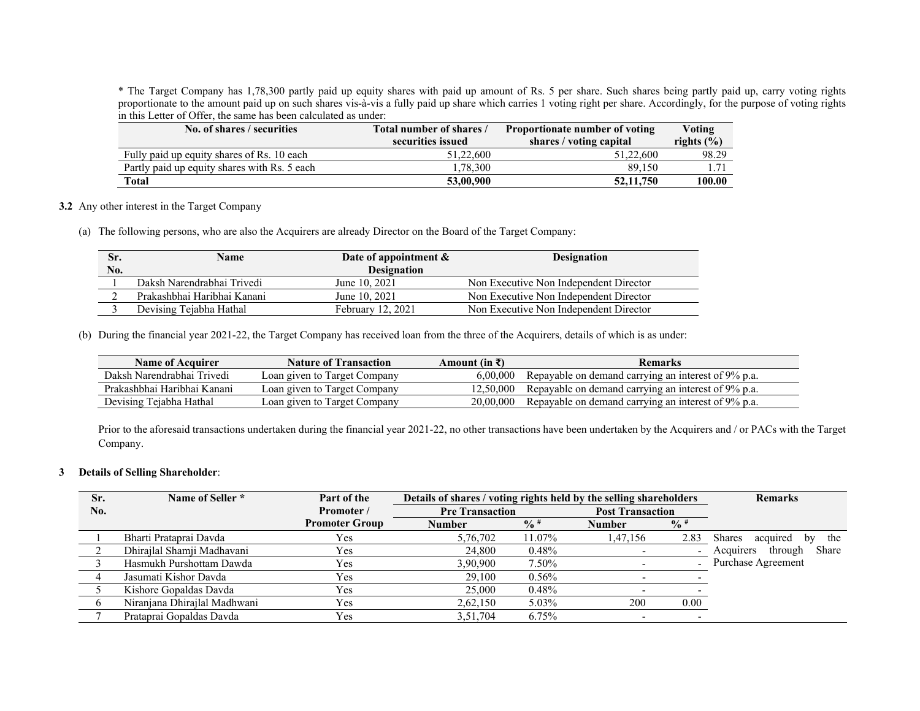* The Target Company has 1,78,300 partly paid up equity shares with paid up amount of Rs. 5 per share. Such shares being partly paid up, carry voting rights proportionate to the amount paid up on such shares vis-à-vis a fully paid up share which carries 1 voting right per share. Accordingly, for the purpose of voting rights in this Letter of Offer, the same has been calculated as under:

| No. of shares / securities | Total number of shares / securities issued | Proportionate number of voting shares / voting capital | Voting rights (%) |
|---|---|---|---|
| Fully paid up equity shares of Rs. 10 each | 51,22,600 | 51,22,600 | 98.29 |
| Partly paid up equity shares with Rs. 5 each | 1,78,300 | 89,150 | 1.71 |
| **Total** | **53,00,900** | **52,11,750** | **100.00** |

**3.2** Any other interest in the Target Company

(a) The following persons, who are also the Acquirers are already Director on the Board of the Target Company:

| Sr. No. | Name | Date of appointment & Designation | Designation |
|---|---|---|---|
| 1 | Daksh Narendrabhai Trivedi | June 10, 2021 | Non Executive Non Independent Director |
| 2 | Prakashbhai Haribhai Kanani | June 10, 2021 | Non Executive Non Independent Director |
| 3 | Devising Tejabha Hathal | February 12, 2021 | Non Executive Non Independent Director |

(b) During the financial year 2021-22, the Target Company has received loan from the three of the Acquirers, details of which is as under:

| Name of Acquirer | Nature of Transaction | Amount (in ₹) | Remarks |
|---|---|---|---|
| Daksh Narendrabhai Trivedi | Loan given to Target Company | 6,00,000 | Repayable on demand carrying an interest of 9% p.a. |
| Prakashbhai Haribhai Kanani | Loan given to Target Company | 12,50,000 | Repayable on demand carrying an interest of 9% p.a. |
| Devising Tejabha Hathal | Loan given to Target Company | 20,00,000 | Repayable on demand carrying an interest of 9% p.a. |

Prior to the aforesaid transactions undertaken during the financial year 2021-22, no other transactions have been undertaken by the Acquirers and / or PACs with the Target Company.

**3 Details of Selling Shareholder**:

| Sr. No. | Name of Seller * | Part of the Promoter / Promoter Group | Details of shares / voting rights held by the selling shareholders | | | | Remarks |
|---|---|---|---|---|---|---|---|
| | | | Pre Transaction | | Post Transaction | | |
| | | | Number | % # | Number | % # | |
| 1 | Bharti Prataprai Davda | Yes | 5,76,702 | 11.07% | 1,47,156 | 2.83 | Shares acquired by the Acquirers through Share Purchase Agreement |
| 2 | Dhirajlal Shamji Madhavani | Yes | 24,800 | 0.48% | - | - | |
| 3 | Hasmukh Purshottam Dawda | Yes | 3,90,900 | 7.50% | - | - | |
| 4 | Jasumati Kishor Davda | Yes | 29,100 | 0.56% | - | - | |
| 5 | Kishore Gopaldas Davda | Yes | 25,000 | 0.48% | - | - | |
| 6 | Niranjana Dhirajlal Madhwani | Yes | 2,62,150 | 5.03% | 200 | 0.00 | |
| 7 | Prataprai Gopaldas Davda | Yes | 3,51,704 | 6.75% | - | - | |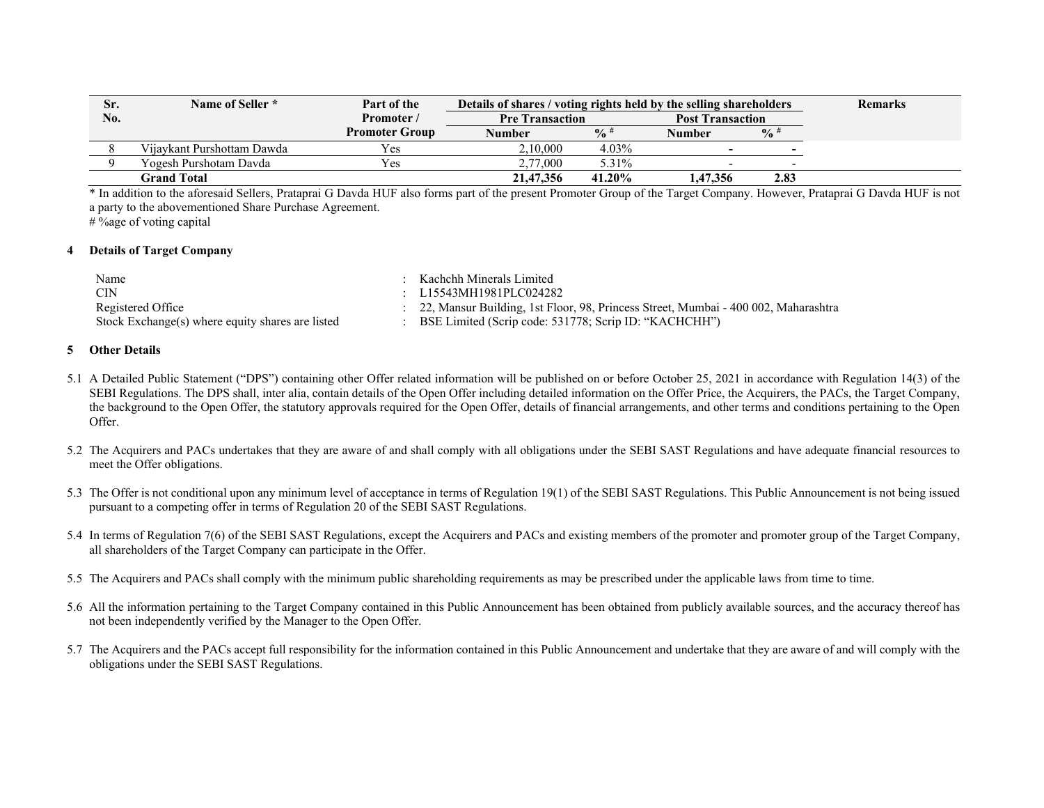| Sr. No. | Name of Seller * | Part of the Promoter / Promoter Group | Details of shares / voting rights held by the selling shareholders | | | | Remarks |
|---|---|---|---|---|---|---|---|
| | | | Pre Transaction | | Post Transaction | | |
| | | | Number | % # | Number | % # | |
| 8 | Vijaykant Purshottam Dawda | Yes | 2,10,000 | 4.03% | - | - | |
| 9 | Yogesh Purshotam Davda | Yes | 2,77,000 | 5.31% | - | - | |
| | **Grand Total** | | **21,47,356** | **41.20%** | **1,47,356** | **2.83** | |

* In addition to the aforesaid Sellers, Prataprai G Davda HUF also forms part of the present Promoter Group of the Target Company. However, Prataprai G Davda HUF is not a party to the abovementioned Share Purchase Agreement.

# %age of voting capital

## 4 Details of Target Company

| | | |
|---|---|---|
| Name | : | Kachchh Minerals Limited |
| CIN | : | L15543MH1981PLC024282 |
| Registered Office | : | 22, Mansur Building, 1st Floor, 98, Princess Street, Mumbai - 400 002, Maharashtra |
| Stock Exchange(s) where equity shares are listed | : | BSE Limited (Scrip code: 531778; Scrip ID: "KACHCHH") |

## 5 Other Details

5.1 A Detailed Public Statement ("DPS") containing other Offer related information will be published on or before October 25, 2021 in accordance with Regulation 14(3) of the SEBI Regulations. The DPS shall, inter alia, contain details of the Open Offer including detailed information on the Offer Price, the Acquirers, the PACs, the Target Company, the background to the Open Offer, the statutory approvals required for the Open Offer, details of financial arrangements, and other terms and conditions pertaining to the Open Offer.

5.2 The Acquirers and PACs undertakes that they are aware of and shall comply with all obligations under the SEBI SAST Regulations and have adequate financial resources to meet the Offer obligations.

5.3 The Offer is not conditional upon any minimum level of acceptance in terms of Regulation 19(1) of the SEBI SAST Regulations. This Public Announcement is not being issued pursuant to a competing offer in terms of Regulation 20 of the SEBI SAST Regulations.

5.4 In terms of Regulation 7(6) of the SEBI SAST Regulations, except the Acquirers and PACs and existing members of the promoter and promoter group of the Target Company, all shareholders of the Target Company can participate in the Offer.

5.5 The Acquirers and PACs shall comply with the minimum public shareholding requirements as may be prescribed under the applicable laws from time to time.

5.6 All the information pertaining to the Target Company contained in this Public Announcement has been obtained from publicly available sources, and the accuracy thereof has not been independently verified by the Manager to the Open Offer.

5.7 The Acquirers and the PACs accept full responsibility for the information contained in this Public Announcement and undertake that they are aware of and will comply with the obligations under the SEBI SAST Regulations.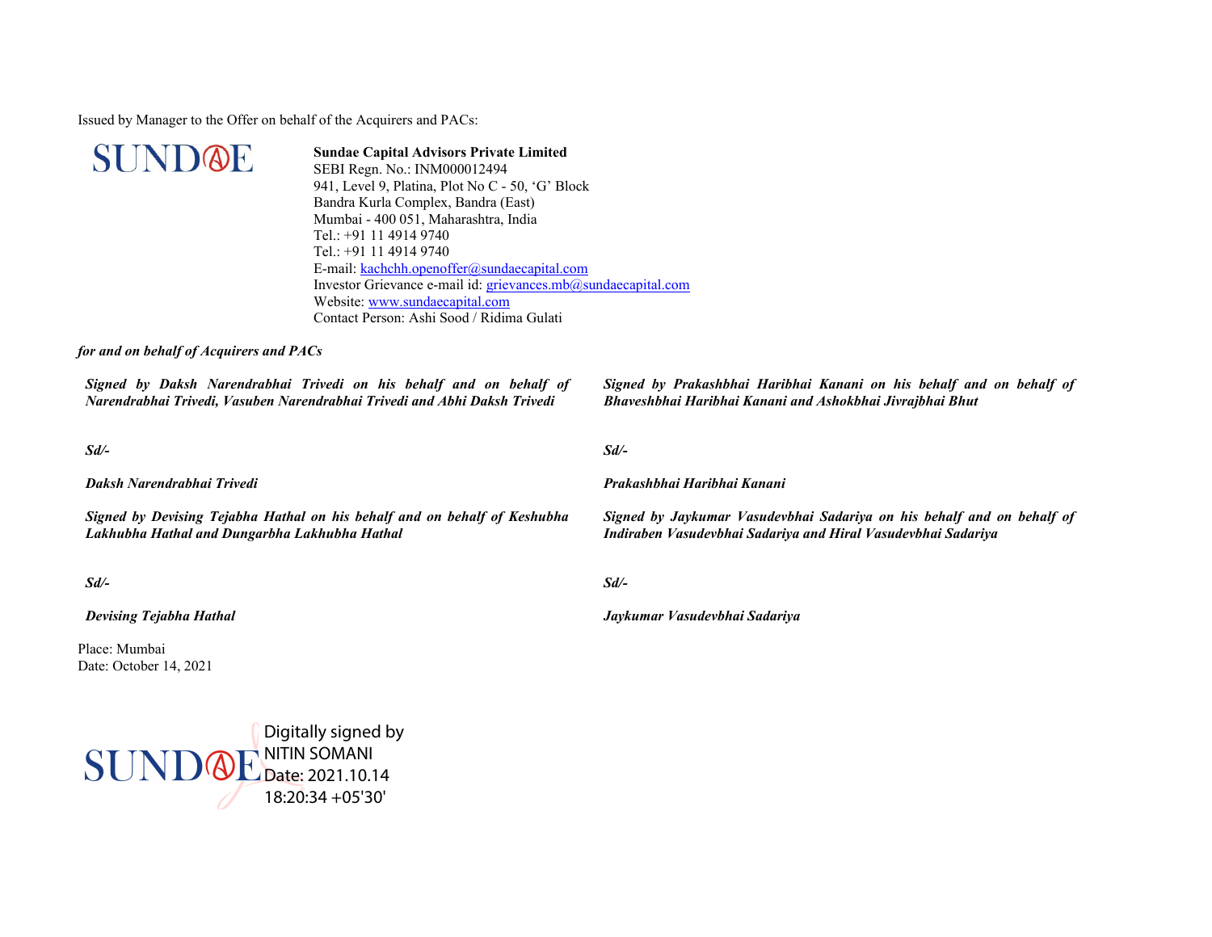Issued by Manager to the Offer on behalf of the Acquirers and PACs:

SUNDAE

**Sundae Capital Advisors Private Limited**
SEBI Regn. No.: INM000012494
941, Level 9, Platina, Plot No C - 50, 'G' Block
Bandra Kurla Complex, Bandra (East)
Mumbai - 400 051, Maharashtra, India
Tel.: +91 11 4914 9740
Tel.: +91 11 4914 9740
E-mail: kachchh.openoffer@sundaecapital.com
Investor Grievance e-mail id: grievances.mb@sundaecapital.com
Website: www.sundaecapital.com
Contact Person: Ashi Sood / Ridima Gulati

***for and on behalf of Acquirers and PACs***

***Signed by Daksh Narendrabhai Trivedi on his behalf and on behalf of Narendrabhai Trivedi, Vasuben Narendrabhai Trivedi and Abhi Daksh Trivedi***

***Sd/-***

***Daksh Narendrabhai Trivedi***

***Signed by Prakashbhai Haribhai Kanani on his behalf and on behalf of Bhaveshbhai Haribhai Kanani and Ashokbhai Jivrajbhai Bhut***

***Sd/-***

***Prakashbhai Haribhai Kanani***

***Signed by Devising Tejabha Hathal on his behalf and on behalf of Keshubha Lakhubha Hathal and Dungarbha Lakhubha Hathal***

***Sd/-***

***Devising Tejabha Hathal***

***Signed by Jaykumar Vasudevbhai Sadariya on his behalf and on behalf of Indiraben Vasudevbhai Sadariya and Hiral Vasudevbhai Sadariya***

***Sd/-***

***Jaykumar Vasudevbhai Sadariya***

Place: Mumbai
Date: October 14, 2021

SUNDAE Digitally signed by NITIN SOMANI
Date: 2021.10.14
18:20:34 +05'30'